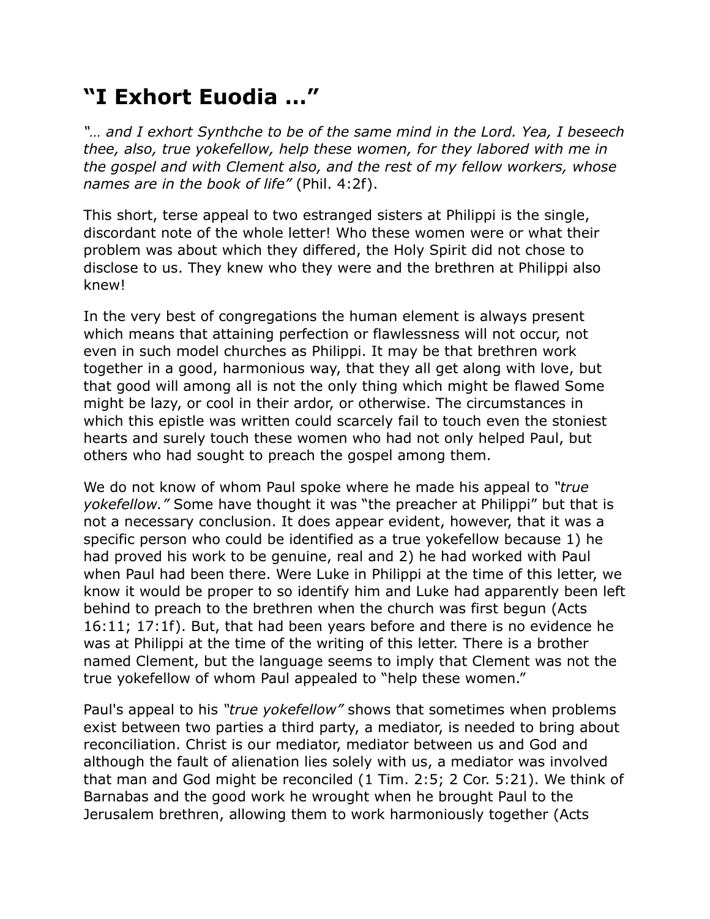# “I Exhort Euodia ...”

*“… and I exhort Synthche to be of the same mind in the Lord. Yea, I beseech thee, also, true yokefellow, help these women, for they labored with me in the gospel and with Clement also, and the rest of my fellow workers, whose names are in the book of life”* (Phil. 4:2f).

This short, terse appeal to two estranged sisters at Philippi is the single, discordant note of the whole letter! Who these women were or what their problem was about which they differed, the Holy Spirit did not chose to disclose to us. They knew who they were and the brethren at Philippi also knew!

In the very best of congregations the human element is always present which means that attaining perfection or flawlessness will not occur, not even in such model churches as Philippi. It may be that brethren work together in a good, harmonious way, that they all get along with love, but that good will among all is not the only thing which might be flawed Some might be lazy, or cool in their ardor, or otherwise. The circumstances in which this epistle was written could scarcely fail to touch even the stoniest hearts and surely touch these women who had not only helped Paul, but others who had sought to preach the gospel among them.

We do not know of whom Paul spoke where he made his appeal to *“true yokefellow.”* Some have thought it was “the preacher at Philippi” but that is not a necessary conclusion. It does appear evident, however, that it was a specific person who could be identified as a true yokefellow because 1) he had proved his work to be genuine, real and 2) he had worked with Paul when Paul had been there. Were Luke in Philippi at the time of this letter, we know it would be proper to so identify him and Luke had apparently been left behind to preach to the brethren when the church was first begun (Acts 16:11; 17:1f). But, that had been years before and there is no evidence he was at Philippi at the time of the writing of this letter. There is a brother named Clement, but the language seems to imply that Clement was not the true yokefellow of whom Paul appealed to “help these women.”

Paul's appeal to his *“true yokefellow”* shows that sometimes when problems exist between two parties a third party, a mediator, is needed to bring about reconciliation. Christ is our mediator, mediator between us and God and although the fault of alienation lies solely with us, a mediator was involved that man and God might be reconciled (1 Tim. 2:5; 2 Cor. 5:21). We think of Barnabas and the good work he wrought when he brought Paul to the Jerusalem brethren, allowing them to work harmoniously together (Acts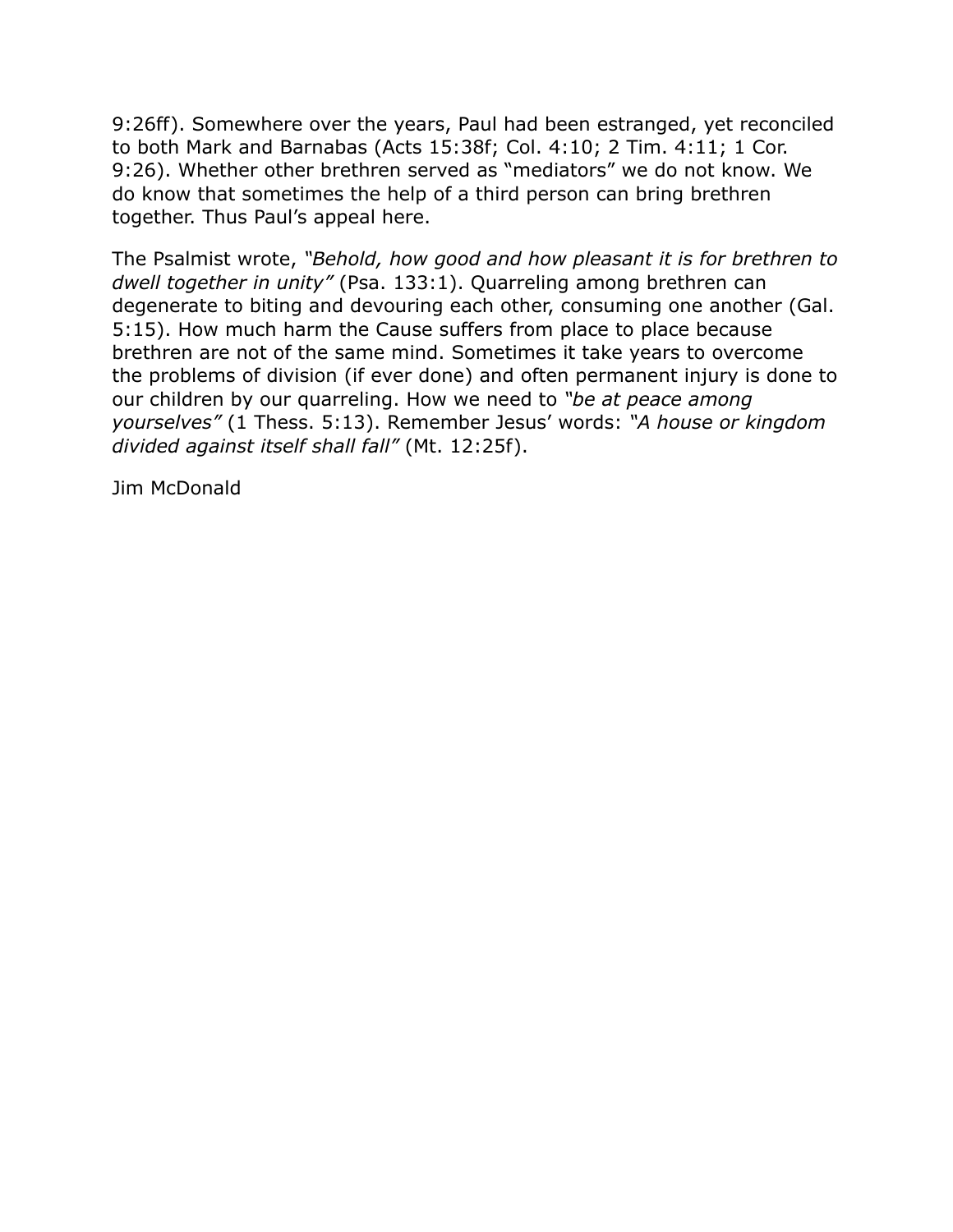9:26ff). Somewhere over the years, Paul had been estranged, yet reconciled to both Mark and Barnabas (Acts 15:38f; Col. 4:10; 2 Tim. 4:11; 1 Cor. 9:26). Whether other brethren served as "mediators" we do not know. We do know that sometimes the help of a third person can bring brethren together. Thus Paul's appeal here.

The Psalmist wrote, *"Behold, how good and how pleasant it is for brethren to dwell together in unity"* (Psa. 133:1). Quarreling among brethren can degenerate to biting and devouring each other, consuming one another (Gal. 5:15). How much harm the Cause suffers from place to place because brethren are not of the same mind. Sometimes it take years to overcome the problems of division (if ever done) and often permanent injury is done to our children by our quarreling. How we need to *"be at peace among yourselves"* (1 Thess. 5:13). Remember Jesus' words: *"A house or kingdom divided against itself shall fall"* (Mt. 12:25f).

Jim McDonald